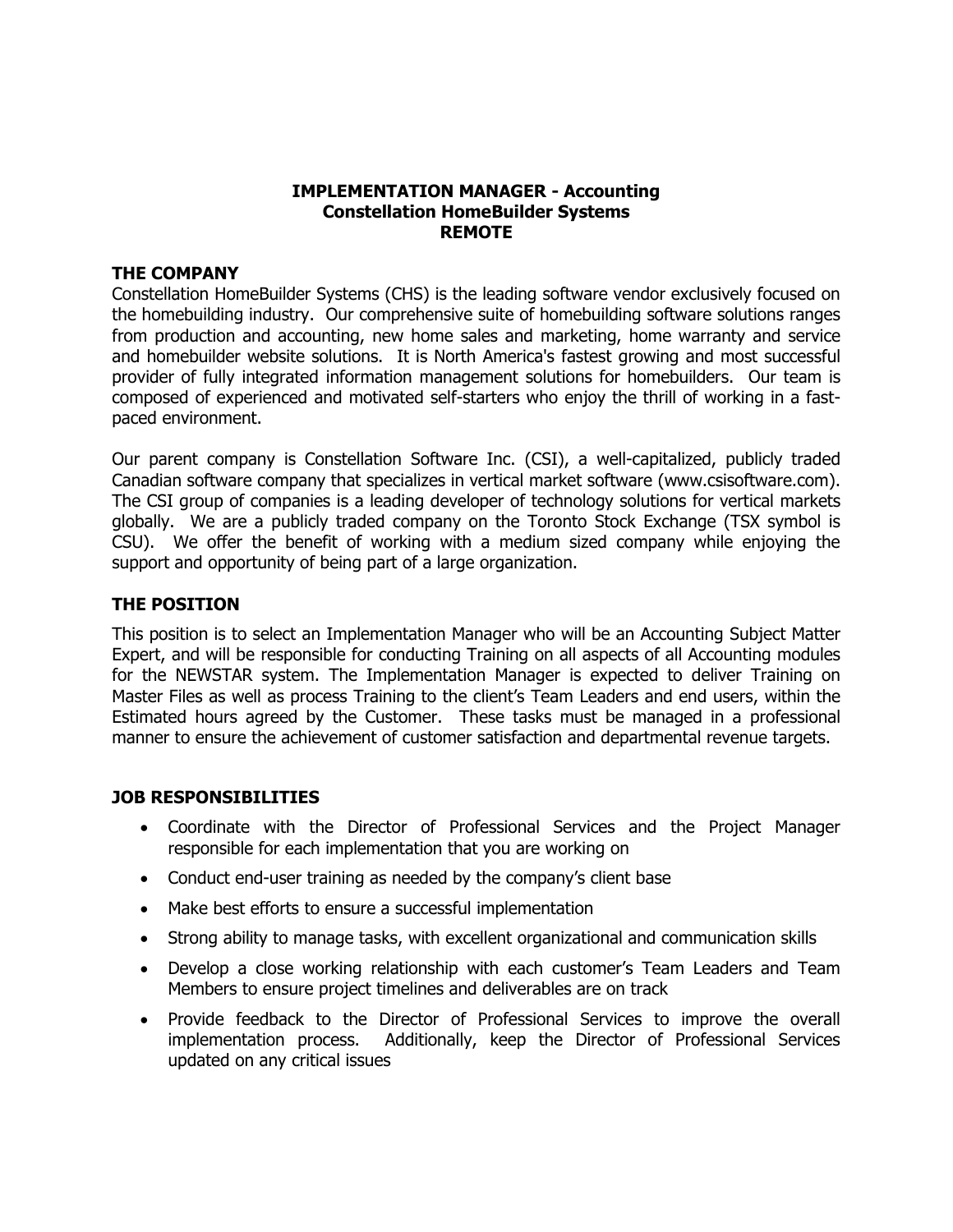**IMPLEMENTATION MANAGER - Accounting**
**Constellation HomeBuilder Systems**
**REMOTE**

## THE COMPANY

Constellation HomeBuilder Systems (CHS) is the leading software vendor exclusively focused on the homebuilding industry. Our comprehensive suite of homebuilding software solutions ranges from production and accounting, new home sales and marketing, home warranty and service and homebuilder website solutions. It is North America's fastest growing and most successful provider of fully integrated information management solutions for homebuilders. Our team is composed of experienced and motivated self-starters who enjoy the thrill of working in a fast-paced environment.

Our parent company is Constellation Software Inc. (CSI), a well-capitalized, publicly traded Canadian software company that specializes in vertical market software (www.csisoftware.com). The CSI group of companies is a leading developer of technology solutions for vertical markets globally. We are a publicly traded company on the Toronto Stock Exchange (TSX symbol is CSU). We offer the benefit of working with a medium sized company while enjoying the support and opportunity of being part of a large organization.

## THE POSITION

This position is to select an Implementation Manager who will be an Accounting Subject Matter Expert, and will be responsible for conducting Training on all aspects of all Accounting modules for the NEWSTAR system. The Implementation Manager is expected to deliver Training on Master Files as well as process Training to the client's Team Leaders and end users, within the Estimated hours agreed by the Customer. These tasks must be managed in a professional manner to ensure the achievement of customer satisfaction and departmental revenue targets.

## JOB RESPONSIBILITIES

- Coordinate with the Director of Professional Services and the Project Manager responsible for each implementation that you are working on
- Conduct end-user training as needed by the company's client base
- Make best efforts to ensure a successful implementation
- Strong ability to manage tasks, with excellent organizational and communication skills
- Develop a close working relationship with each customer's Team Leaders and Team Members to ensure project timelines and deliverables are on track
- Provide feedback to the Director of Professional Services to improve the overall implementation process. Additionally, keep the Director of Professional Services updated on any critical issues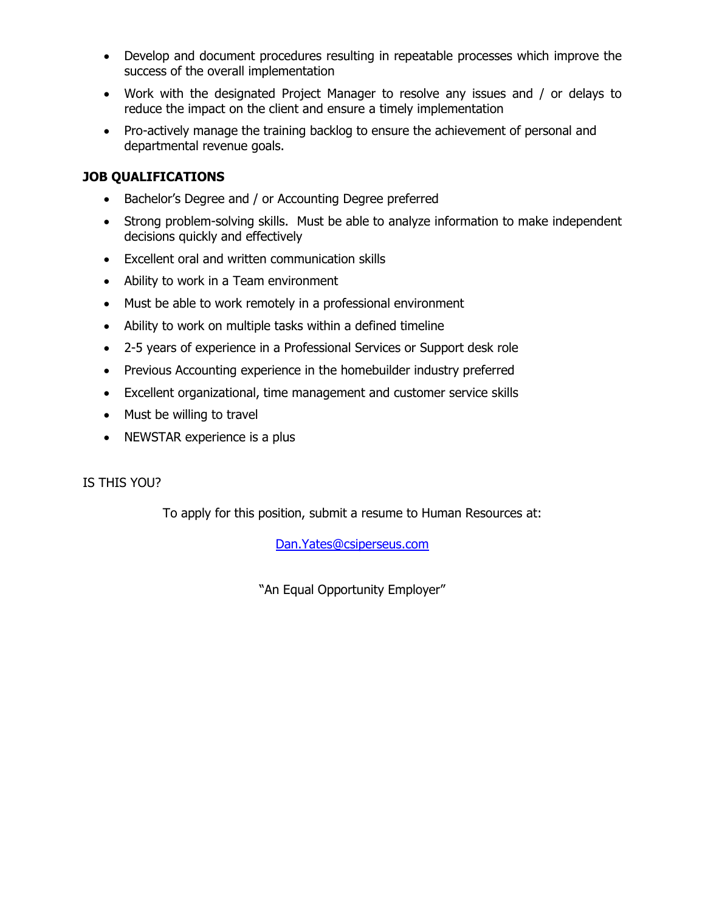- Develop and document procedures resulting in repeatable processes which improve the success of the overall implementation
- Work with the designated Project Manager to resolve any issues and / or delays to reduce the impact on the client and ensure a timely implementation
- Pro-actively manage the training backlog to ensure the achievement of personal and departmental revenue goals.

**JOB QUALIFICATIONS**

- Bachelor's Degree and / or Accounting Degree preferred
- Strong problem-solving skills. Must be able to analyze information to make independent decisions quickly and effectively
- Excellent oral and written communication skills
- Ability to work in a Team environment
- Must be able to work remotely in a professional environment
- Ability to work on multiple tasks within a defined timeline
- 2-5 years of experience in a Professional Services or Support desk role
- Previous Accounting experience in the homebuilder industry preferred
- Excellent organizational, time management and customer service skills
- Must be willing to travel
- NEWSTAR experience is a plus

IS THIS YOU?

To apply for this position, submit a resume to Human Resources at:

[Dan.Yates@csiperseus.com](mailto:Dan.Yates@csiperseus.com)

"An Equal Opportunity Employer"